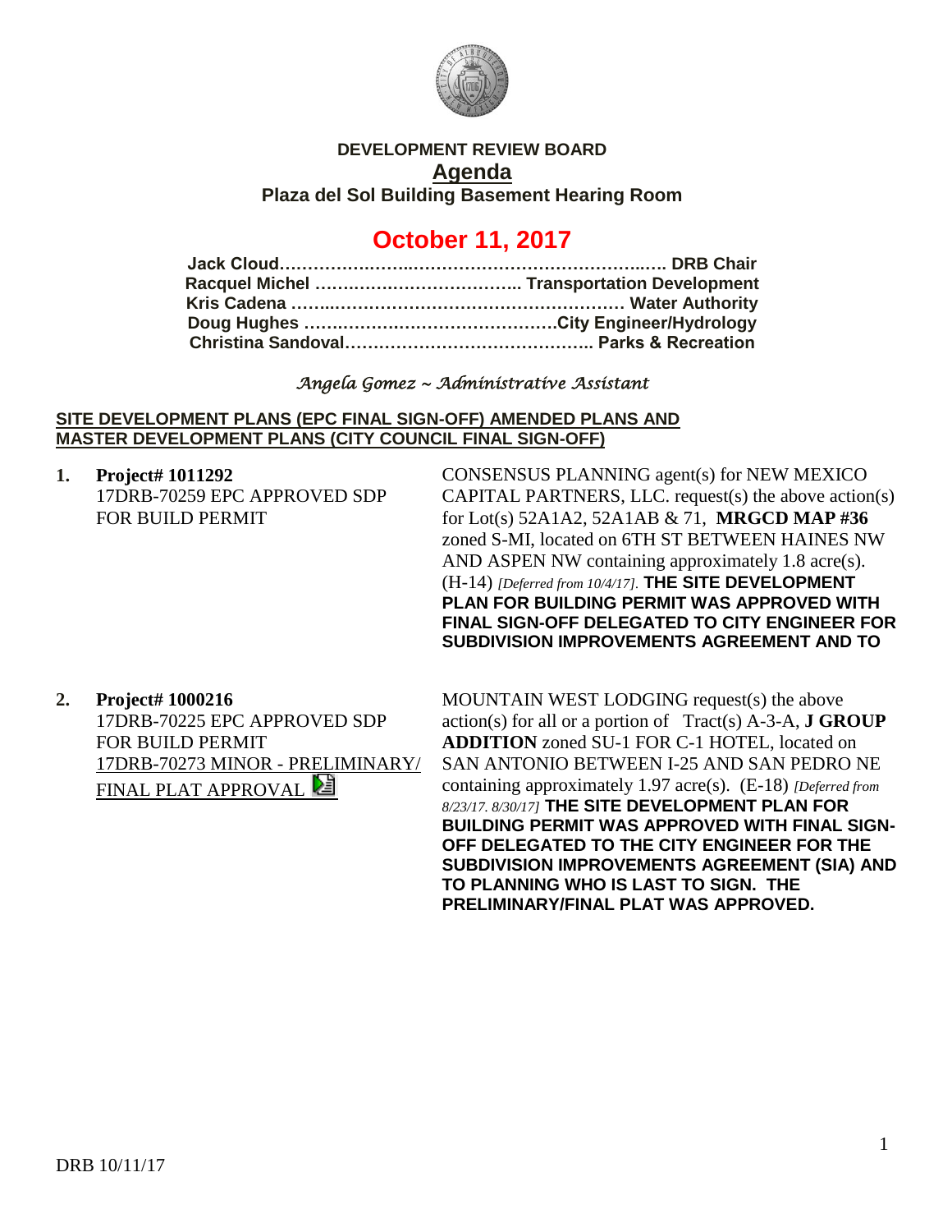# DEVELOPMENT REVIEW BOARD

## Agenda

### Plaza del Sol Building Basement Hearing Room

## October 11, 2017

**Jack Cloud……………………………………………………… DRB Chair**
**Racquel Michel ……………………………….. Transportation Development**
**Kris Cadena …………………………………………………… Water Authority**
**Doug Hughes ……………………………………….City Engineer/Hydrology**
**Christina Sandoval…………………………………….. Parks & Recreation**

*Angela Gomez ~ Administrative Assistant*

**SITE DEVELOPMENT PLANS (EPC FINAL SIGN-OFF) AMENDED PLANS AND MASTER DEVELOPMENT PLANS (CITY COUNCIL FINAL SIGN-OFF)**

**1. Project# 1011292**
17DRB-70259 EPC APPROVED SDP FOR BUILD PERMIT

CONSENSUS PLANNING agent(s) for NEW MEXICO CAPITAL PARTNERS, LLC. request(s) the above action(s) for Lot(s) 52A1A2, 52A1AB & 71, **MRGCD MAP #36** zoned S-MI, located on 6TH ST BETWEEN HAINES NW AND ASPEN NW containing approximately 1.8 acre(s). (H-14) *[Deferred from 10/4/17].* **THE SITE DEVELOPMENT PLAN FOR BUILDING PERMIT WAS APPROVED WITH FINAL SIGN-OFF DELEGATED TO CITY ENGINEER FOR SUBDIVISION IMPROVEMENTS AGREEMENT AND TO**

**2. Project# 1000216**
17DRB-70225 EPC APPROVED SDP FOR BUILD PERMIT
17DRB-70273 MINOR - PRELIMINARY/ FINAL PLAT APPROVAL

MOUNTAIN WEST LODGING request(s) the above action(s) for all or a portion of Tract(s) A-3-A, **J GROUP ADDITION** zoned SU-1 FOR C-1 HOTEL, located on SAN ANTONIO BETWEEN I-25 AND SAN PEDRO NE containing approximately 1.97 acre(s). (E-18) *[Deferred from 8/23/17. 8/30/17]* **THE SITE DEVELOPMENT PLAN FOR BUILDING PERMIT WAS APPROVED WITH FINAL SIGN-OFF DELEGATED TO THE CITY ENGINEER FOR THE SUBDIVISION IMPROVEMENTS AGREEMENT (SIA) AND TO PLANNING WHO IS LAST TO SIGN. THE PRELIMINARY/FINAL PLAT WAS APPROVED.**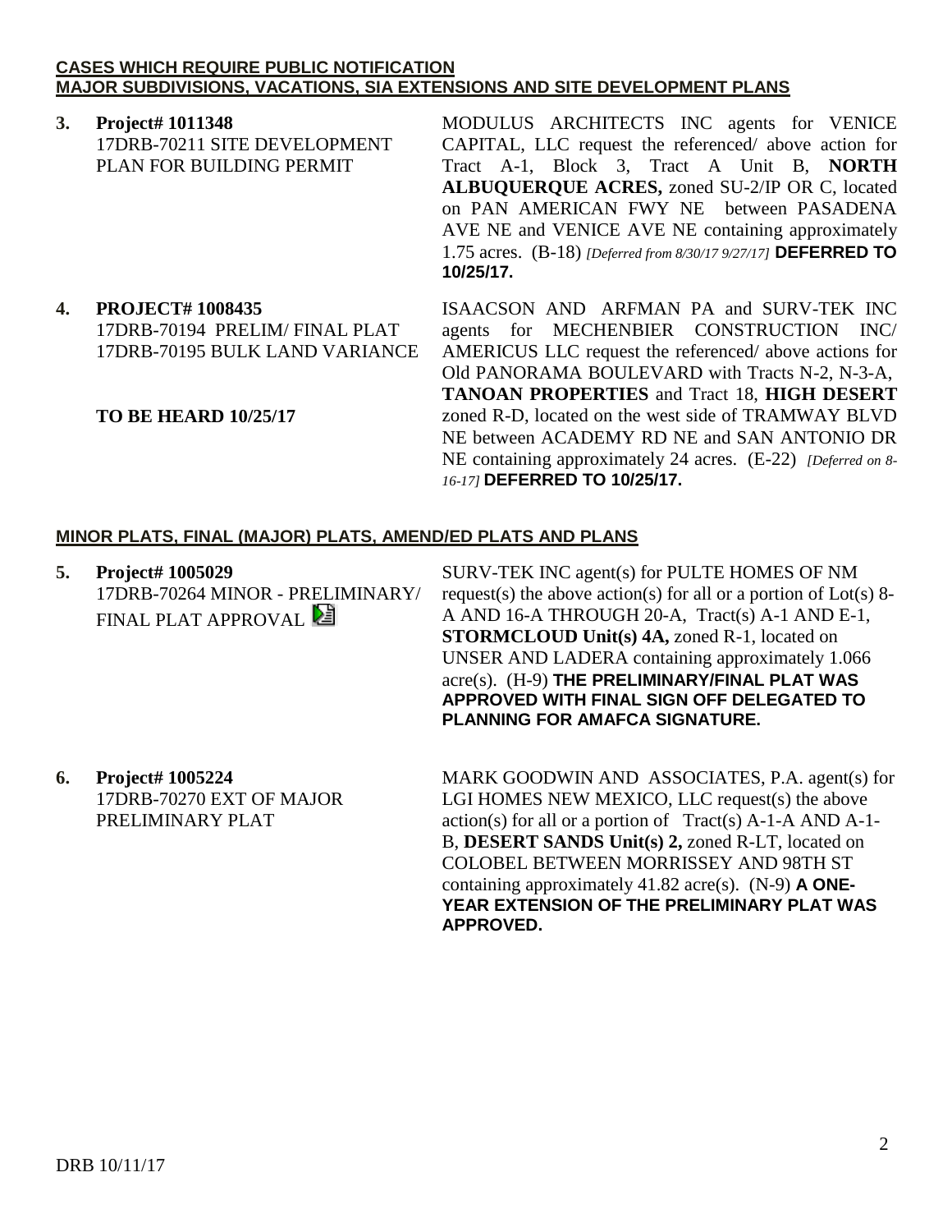**CASES WHICH REQUIRE PUBLIC NOTIFICATION**
**MAJOR SUBDIVISIONS, VACATIONS, SIA EXTENSIONS AND SITE DEVELOPMENT PLANS**

**3. Project# 1011348**
17DRB-70211 SITE DEVELOPMENT PLAN FOR BUILDING PERMIT

MODULUS ARCHITECTS INC agents for VENICE CAPITAL, LLC request the referenced/ above action for Tract A-1, Block 3, Tract A Unit B, **NORTH ALBUQUERQUE ACRES,** zoned SU-2/IP OR C, located on PAN AMERICAN FWY NE between PASADENA AVE NE and VENICE AVE NE containing approximately 1.75 acres. (B-18) *[Deferred from 8/30/17 9/27/17]* **DEFERRED TO 10/25/17.**

**4. PROJECT# 1008435**
17DRB-70194 PRELIM/ FINAL PLAT
17DRB-70195 BULK LAND VARIANCE

**TO BE HEARD 10/25/17**

ISAACSON AND ARFMAN PA and SURV-TEK INC agents for MECHENBIER CONSTRUCTION INC/ AMERICUS LLC request the referenced/ above actions for Old PANORAMA BOULEVARD with Tracts N-2, N-3-A, **TANOAN PROPERTIES** and Tract 18, **HIGH DESERT** zoned R-D, located on the west side of TRAMWAY BLVD NE between ACADEMY RD NE and SAN ANTONIO DR NE containing approximately 24 acres. (E-22) *[Deferred on 8-16-17]* **DEFERRED TO 10/25/17.**

**MINOR PLATS, FINAL (MAJOR) PLATS, AMEND/ED PLATS AND PLANS**

**5. Project# 1005029**
17DRB-70264 MINOR - PRELIMINARY/ FINAL PLAT APPROVAL

SURV-TEK INC agent(s) for PULTE HOMES OF NM request(s) the above action(s) for all or a portion of Lot(s) 8-A AND 16-A THROUGH 20-A, Tract(s) A-1 AND E-1, **STORMCLOUD Unit(s) 4A,** zoned R-1, located on UNSER AND LADERA containing approximately 1.066 acre(s). (H-9) **THE PRELIMINARY/FINAL PLAT WAS APPROVED WITH FINAL SIGN OFF DELEGATED TO PLANNING FOR AMAFCA SIGNATURE.**

**6. Project# 1005224**
17DRB-70270 EXT OF MAJOR PRELIMINARY PLAT

MARK GOODWIN AND ASSOCIATES, P.A. agent(s) for LGI HOMES NEW MEXICO, LLC request(s) the above action(s) for all or a portion of Tract(s) A-1-A AND A-1-B, **DESERT SANDS Unit(s) 2,** zoned R-LT, located on COLOBEL BETWEEN MORRISSEY AND 98TH ST containing approximately 41.82 acre(s). (N-9) **A ONE-YEAR EXTENSION OF THE PRELIMINARY PLAT WAS APPROVED.**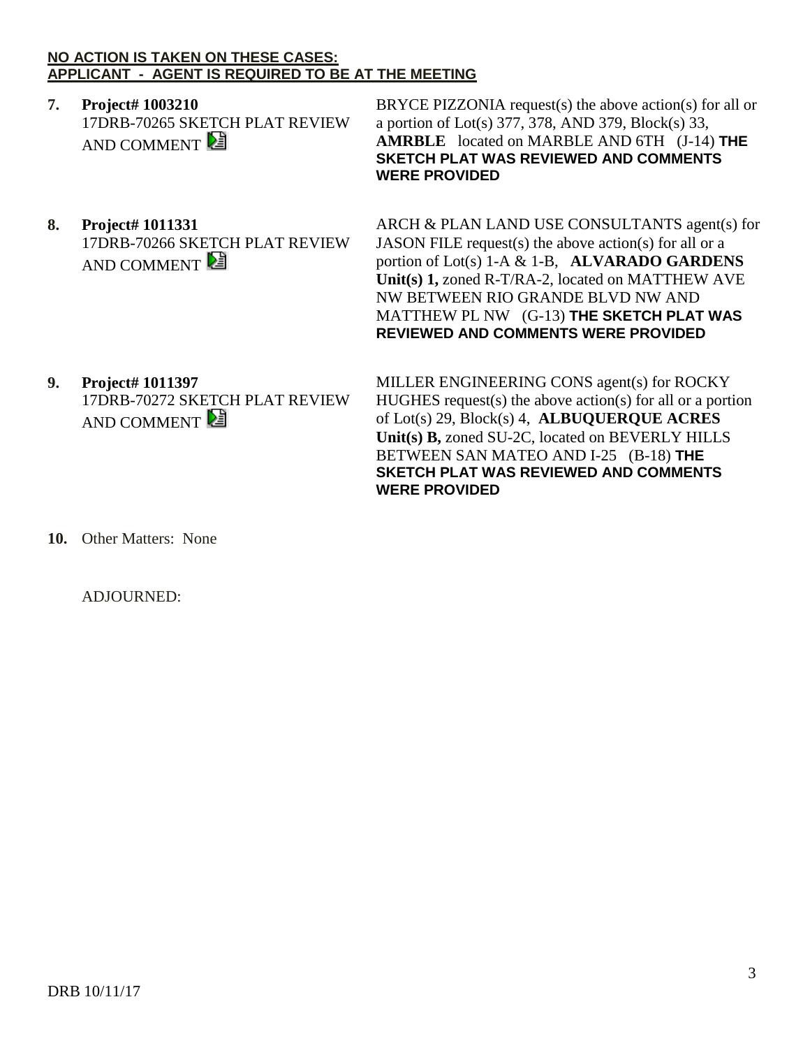**NO ACTION IS TAKEN ON THESE CASES:**
**APPLICANT - AGENT IS REQUIRED TO BE AT THE MEETING**

**7. Project# 1003210**
17DRB-70265 SKETCH PLAT REVIEW AND COMMENT

BRYCE PIZZONIA request(s) the above action(s) for all or a portion of Lot(s) 377, 378, AND 379, Block(s) 33, **AMRBLE** located on MARBLE AND 6TH (J-14) **THE SKETCH PLAT WAS REVIEWED AND COMMENTS WERE PROVIDED**

**8. Project# 1011331**
17DRB-70266 SKETCH PLAT REVIEW AND COMMENT

ARCH & PLAN LAND USE CONSULTANTS agent(s) for JASON FILE request(s) the above action(s) for all or a portion of Lot(s) 1-A & 1-B, **ALVARADO GARDENS Unit(s) 1,** zoned R-T/RA-2, located on MATTHEW AVE NW BETWEEN RIO GRANDE BLVD NW AND MATTHEW PL NW (G-13) **THE SKETCH PLAT WAS REVIEWED AND COMMENTS WERE PROVIDED**

**9. Project# 1011397**
17DRB-70272 SKETCH PLAT REVIEW AND COMMENT

MILLER ENGINEERING CONS agent(s) for ROCKY HUGHES request(s) the above action(s) for all or a portion of Lot(s) 29, Block(s) 4, **ALBUQUERQUE ACRES Unit(s) B,** zoned SU-2C, located on BEVERLY HILLS BETWEEN SAN MATEO AND I-25 (B-18) **THE SKETCH PLAT WAS REVIEWED AND COMMENTS WERE PROVIDED**

**10.** Other Matters: None

ADJOURNED:

DRB 10/11/17